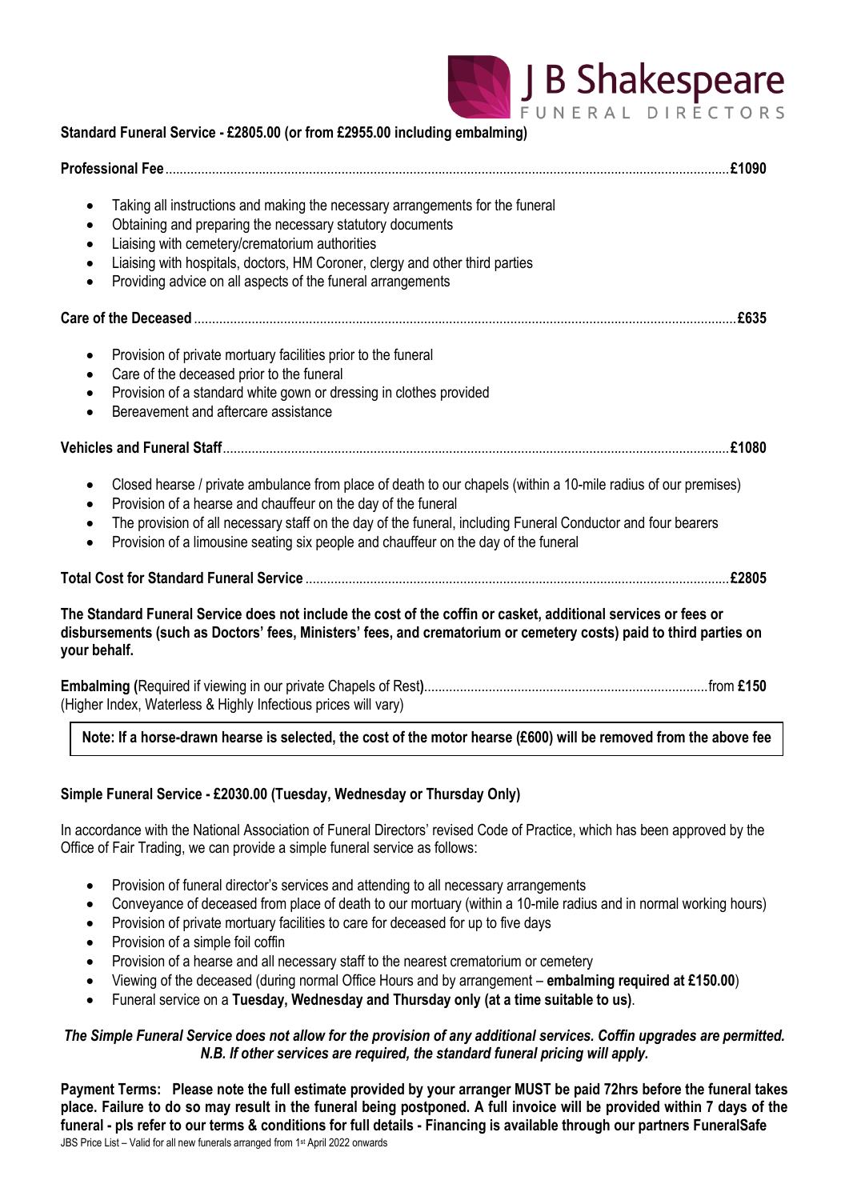# J B Shakespeare
FUNERAL DIRECTORS

**Standard Funeral Service - £2805.00 (or from £2955.00 including embalming)**

**Professional Fee**........................................................................................................**£1090**

- Taking all instructions and making the necessary arrangements for the funeral
- Obtaining and preparing the necessary statutory documents
- Liaising with cemetery/crematorium authorities
- Liaising with hospitals, doctors, HM Coroner, clergy and other third parties
- Providing advice on all aspects of the funeral arrangements

**Care of the Deceased**..................................................................................................**£635**

- Provision of private mortuary facilities prior to the funeral
- Care of the deceased prior to the funeral
- Provision of a standard white gown or dressing in clothes provided
- Bereavement and aftercare assistance

**Vehicles and Funeral Staff**.........................................................................................**£1080**

- Closed hearse / private ambulance from place of death to our chapels (within a 10-mile radius of our premises)
- Provision of a hearse and chauffeur on the day of the funeral
- The provision of all necessary staff on the day of the funeral, including Funeral Conductor and four bearers
- Provision of a limousine seating six people and chauffeur on the day of the funeral

**Total Cost for Standard Funeral Service**..................................................................**£2805**

**The Standard Funeral Service does not include the cost of the coffin or casket, additional services or fees or disbursements (such as Doctors' fees, Ministers' fees, and crematorium or cemetery costs) paid to third parties on your behalf.**

**Embalming (**Required if viewing in our private Chapels of Rest**)**..........................................from **£150**
(Higher Index, Waterless & Highly Infectious prices will vary)

**Note: If a horse-drawn hearse is selected, the cost of the motor hearse (£600) will be removed from the above fee**

**Simple Funeral Service - £2030.00 (Tuesday, Wednesday or Thursday Only)**

In accordance with the National Association of Funeral Directors' revised Code of Practice, which has been approved by the Office of Fair Trading, we can provide a simple funeral service as follows:

- Provision of funeral director's services and attending to all necessary arrangements
- Conveyance of deceased from place of death to our mortuary (within a 10-mile radius and in normal working hours)
- Provision of private mortuary facilities to care for deceased for up to five days
- Provision of a simple foil coffin
- Provision of a hearse and all necessary staff to the nearest crematorium or cemetery
- Viewing of the deceased (during normal Office Hours and by arrangement – **embalming required at £150.00**)
- Funeral service on a **Tuesday, Wednesday and Thursday only (at a time suitable to us)**.

***The Simple Funeral Service does not allow for the provision of any additional services. Coffin upgrades are permitted. N.B. If other services are required, the standard funeral pricing will apply.***

**Payment Terms: Please note the full estimate provided by your arranger MUST be paid 72hrs before the funeral takes place. Failure to do so may result in the funeral being postponed. A full invoice will be provided within 7 days of the funeral - pls refer to our terms & conditions for full details - Financing is available through our partners FuneralSafe**

JBS Price List – Valid for all new funerals arranged from 1st April 2022 onwards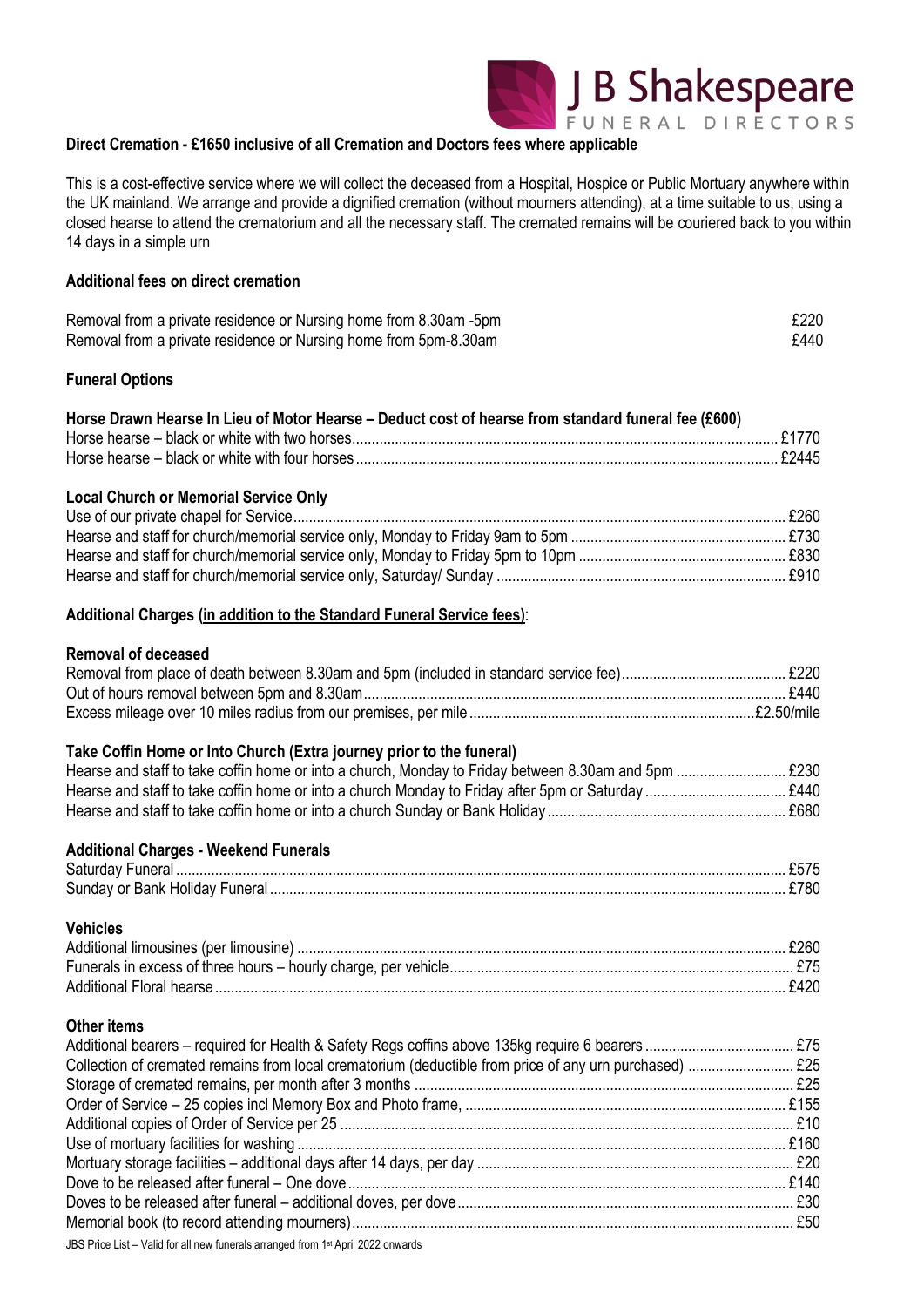**Direct Cremation - £1650 inclusive of all Cremation and Doctors fees where applicable**

This is a cost-effective service where we will collect the deceased from a Hospital, Hospice or Public Mortuary anywhere within the UK mainland. We arrange and provide a dignified cremation (without mourners attending), at a time suitable to us, using a closed hearse to attend the crematorium and all the necessary staff. The cremated remains will be couriered back to you within 14 days in a simple urn

**Additional fees on direct cremation**

| | |
|---|---|
| Removal from a private residence or Nursing home from 8.30am -5pm | £220 |
| Removal from a private residence or Nursing home from 5pm-8.30am | £440 |

**Funeral Options**

**Horse Drawn Hearse In Lieu of Motor Hearse – Deduct cost of hearse from standard funeral fee (£600)**

| | |
|---|---|
| Horse hearse – black or white with two horses | £1770 |
| Horse hearse – black or white with four horses | £2445 |

**Local Church or Memorial Service Only**

| | |
|---|---|
| Use of our private chapel for Service | £260 |
| Hearse and staff for church/memorial service only, Monday to Friday 9am to 5pm | £730 |
| Hearse and staff for church/memorial service only, Monday to Friday 5pm to 10pm | £830 |
| Hearse and staff for church/memorial service only, Saturday/ Sunday | £910 |

**Additional Charges (<u>in addition to the Standard Funeral Service fees</u>)**:

**Removal of deceased**

| | |
|---|---|
| Removal from place of death between 8.30am and 5pm (included in standard service fee) | £220 |
| Out of hours removal between 5pm and 8.30am | £440 |
| Excess mileage over 10 miles radius from our premises, per mile | £2.50/mile |

**Take Coffin Home or Into Church (Extra journey prior to the funeral)**

| | |
|---|---|
| Hearse and staff to take coffin home or into a church, Monday to Friday between 8.30am and 5pm | £230 |
| Hearse and staff to take coffin home or into a church Monday to Friday after 5pm or Saturday | £440 |
| Hearse and staff to take coffin home or into a church Sunday or Bank Holiday | £680 |

**Additional Charges - Weekend Funerals**

| | |
|---|---|
| Saturday Funeral | £575 |
| Sunday or Bank Holiday Funeral | £780 |

**Vehicles**

| | |
|---|---|
| Additional limousines (per limousine) | £260 |
| Funerals in excess of three hours – hourly charge, per vehicle | £75 |
| Additional Floral hearse | £420 |

**Other items**

| | |
|---|---|
| Additional bearers – required for Health & Safety Regs coffins above 135kg require 6 bearers | £75 |
| Collection of cremated remains from local crematorium (deductible from price of any urn purchased) | £25 |
| Storage of cremated remains, per month after 3 months | £25 |
| Order of Service – 25 copies incl Memory Box and Photo frame, | £155 |
| Additional copies of Order of Service per 25 | £10 |
| Use of mortuary facilities for washing | £160 |
| Mortuary storage facilities – additional days after 14 days, per day | £20 |
| Dove to be released after funeral – One dove | £140 |
| Doves to be released after funeral – additional doves, per dove | £30 |
| Memorial book (to record attending mourners) | £50 |

JBS Price List – Valid for all new funerals arranged from 1st April 2022 onwards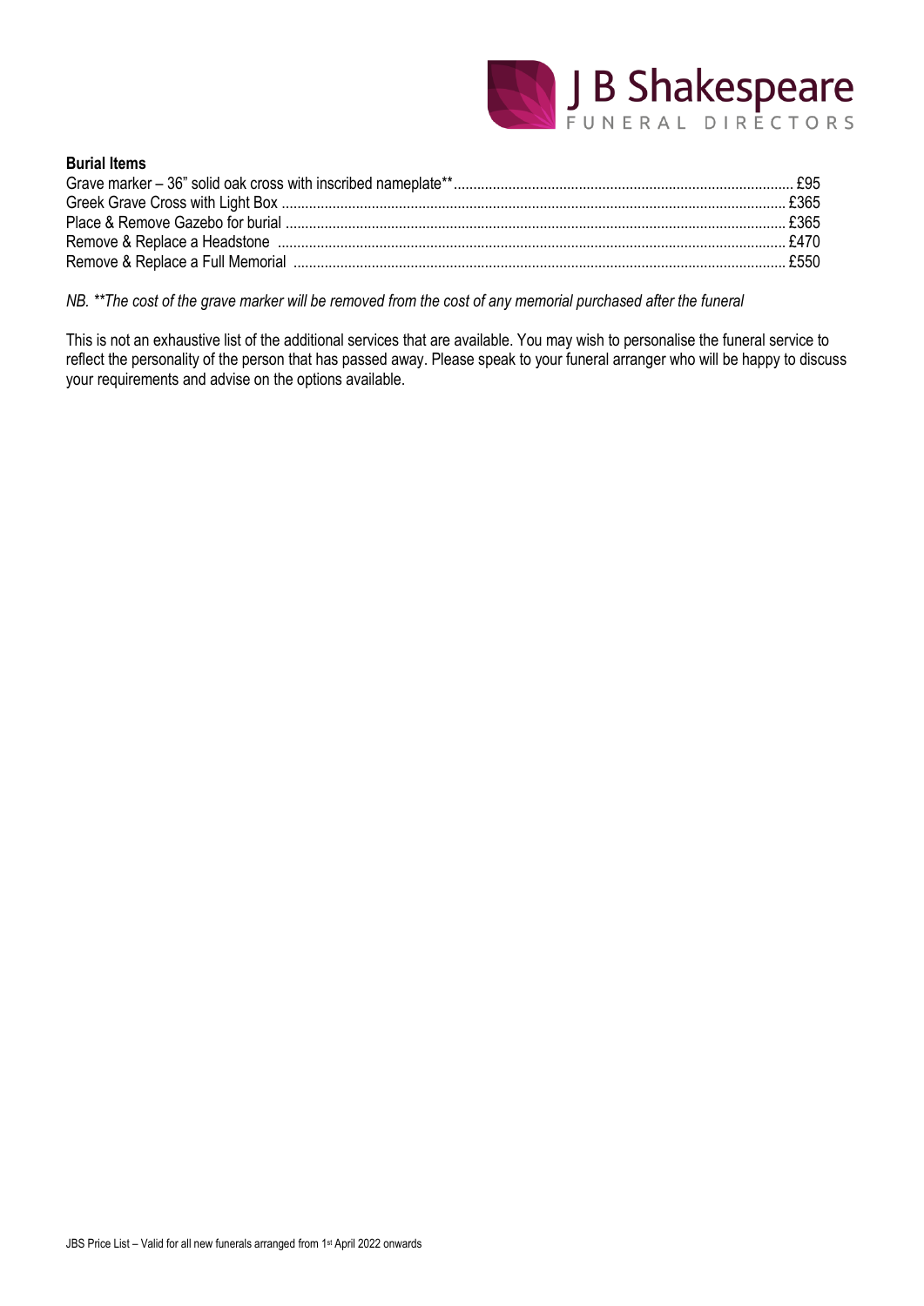**Burial Items**

| Item | Price |
| --- | --- |
| Grave marker – 36" solid oak cross with inscribed nameplate** | £95 |
| Greek Grave Cross with Light Box | £365 |
| Place & Remove Gazebo for burial | £365 |
| Remove & Replace a Headstone | £470 |
| Remove & Replace a Full Memorial | £550 |

*NB. **The cost of the grave marker will be removed from the cost of any memorial purchased after the funeral*

This is not an exhaustive list of the additional services that are available. You may wish to personalise the funeral service to reflect the personality of the person that has passed away. Please speak to your funeral arranger who will be happy to discuss your requirements and advise on the options available.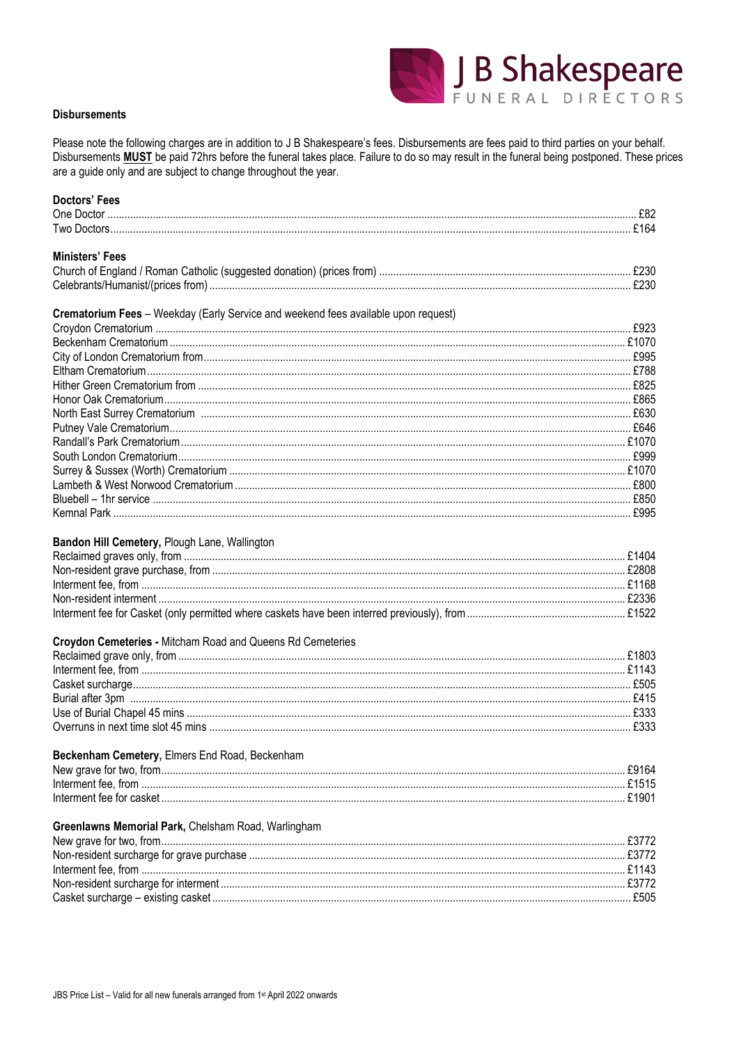## Disbursements

Please note the following charges are in addition to J B Shakespeare's fees. Disbursements are fees paid to third parties on your behalf. Disbursements **MUST** be paid 72hrs before the funeral takes place. Failure to do so may result in the funeral being postponed. These prices are a guide only and are subject to change throughout the year.

### Doctors' Fees

| | |
|---|---|
| One Doctor | £82 |
| Two Doctors | £164 |

### Ministers' Fees

| | |
|---|---|
| Church of England / Roman Catholic (suggested donation) (prices from) | £230 |
| Celebrants/Humanist/(prices from) | £230 |

### Crematorium Fees – Weekday (Early Service and weekend fees available upon request)

| | |
|---|---|
| Croydon Crematorium | £923 |
| Beckenham Crematorium | £1070 |
| City of London Crematorium from | £995 |
| Eltham Crematorium | £788 |
| Hither Green Crematorium from | £825 |
| Honor Oak Crematorium | £865 |
| North East Surrey Crematorium | £630 |
| Putney Vale Crematorium | £646 |
| Randall's Park Crematorium | £1070 |
| South London Crematorium | £999 |
| Surrey & Sussex (Worth) Crematorium | £1070 |
| Lambeth & West Norwood Crematorium | £800 |
| Bluebell – 1hr service | £850 |
| Kemnal Park | £995 |

### Bandon Hill Cemetery, Plough Lane, Wallington

| | |
|---|---|
| Reclaimed graves only, from | £1404 |
| Non-resident grave purchase, from | £2808 |
| Interment fee, from | £1168 |
| Non-resident interment | £2336 |
| Interment fee for Casket (only permitted where caskets have been interred previously), from | £1522 |

### Croydon Cemeteries - Mitcham Road and Queens Rd Cemeteries

| | |
|---|---|
| Reclaimed grave only, from | £1803 |
| Interment fee, from | £1143 |
| Casket surcharge | £505 |
| Burial after 3pm | £415 |
| Use of Burial Chapel 45 mins | £333 |
| Overruns in next time slot 45 mins | £333 |

### Beckenham Cemetery, Elmers End Road, Beckenham

| | |
|---|---|
| New grave for two, from | £9164 |
| Interment fee, from | £1515 |
| Interment fee for casket | £1901 |

### Greenlawns Memorial Park, Chelsham Road, Warlingham

| | |
|---|---|
| New grave for two, from | £3772 |
| Non-resident surcharge for grave purchase | £3772 |
| Interment fee, from | £1143 |
| Non-resident surcharge for interment | £3772 |
| Casket surcharge – existing casket | £505 |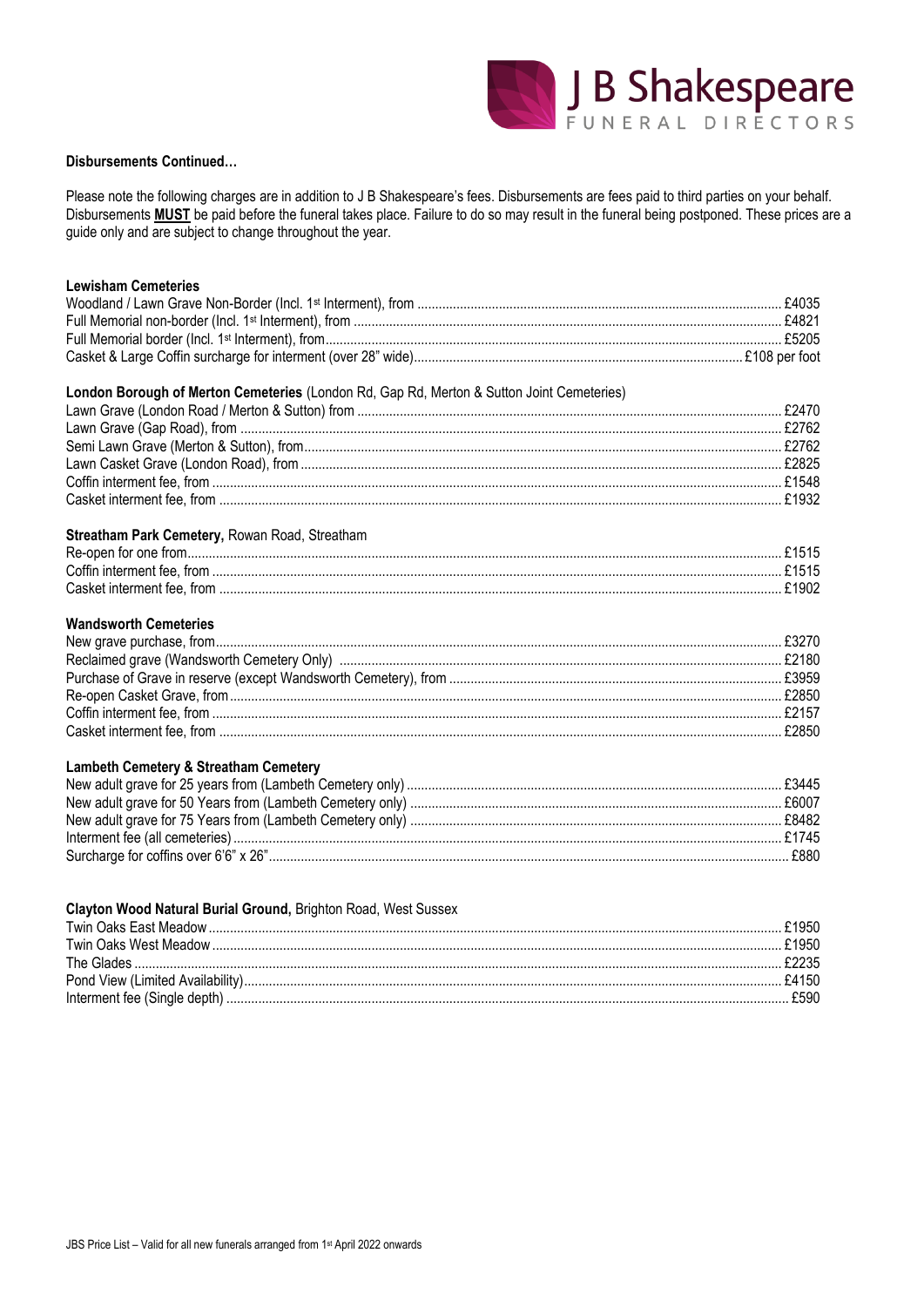**Disbursements Continued…**

Please note the following charges are in addition to J B Shakespeare's fees. Disbursements are fees paid to third parties on your behalf. Disbursements **MUST** be paid before the funeral takes place. Failure to do so may result in the funeral being postponed. These prices are a guide only and are subject to change throughout the year.

**Lewisham Cemeteries**

| Item | Price |
|---|---|
| Woodland / Lawn Grave Non-Border (Incl. 1st Interment), from | £4035 |
| Full Memorial non-border (Incl. 1st Interment), from | £4821 |
| Full Memorial border (Incl. 1st Interment), from | £5205 |
| Casket & Large Coffin surcharge for interment (over 28" wide) | £108 per foot |

**London Borough of Merton Cemeteries** (London Rd, Gap Rd, Merton & Sutton Joint Cemeteries)

| Item | Price |
|---|---|
| Lawn Grave (London Road / Merton & Sutton) from | £2470 |
| Lawn Grave (Gap Road), from | £2762 |
| Semi Lawn Grave (Merton & Sutton), from | £2762 |
| Lawn Casket Grave (London Road), from | £2825 |
| Coffin interment fee, from | £1548 |
| Casket interment fee, from | £1932 |

**Streatham Park Cemetery,** Rowan Road, Streatham

| Item | Price |
|---|---|
| Re-open for one from | £1515 |
| Coffin interment fee, from | £1515 |
| Casket interment fee, from | £1902 |

**Wandsworth Cemeteries**

| Item | Price |
|---|---|
| New grave purchase, from | £3270 |
| Reclaimed grave (Wandsworth Cemetery Only) | £2180 |
| Purchase of Grave in reserve (except Wandsworth Cemetery), from | £3959 |
| Re-open Casket Grave, from | £2850 |
| Coffin interment fee, from | £2157 |
| Casket interment fee, from | £2850 |

**Lambeth Cemetery & Streatham Cemetery**

| Item | Price |
|---|---|
| New adult grave for 25 years from (Lambeth Cemetery only) | £3445 |
| New adult grave for 50 Years from (Lambeth Cemetery only) | £6007 |
| New adult grave for 75 Years from (Lambeth Cemetery only) | £8482 |
| Interment fee (all cemeteries) | £1745 |
| Surcharge for coffins over 6'6" x 26" | £880 |

**Clayton Wood Natural Burial Ground,** Brighton Road, West Sussex

| Item | Price |
|---|---|
| Twin Oaks East Meadow | £1950 |
| Twin Oaks West Meadow | £1950 |
| The Glades | £2235 |
| Pond View (Limited Availability) | £4150 |
| Interment fee (Single depth) | £590 |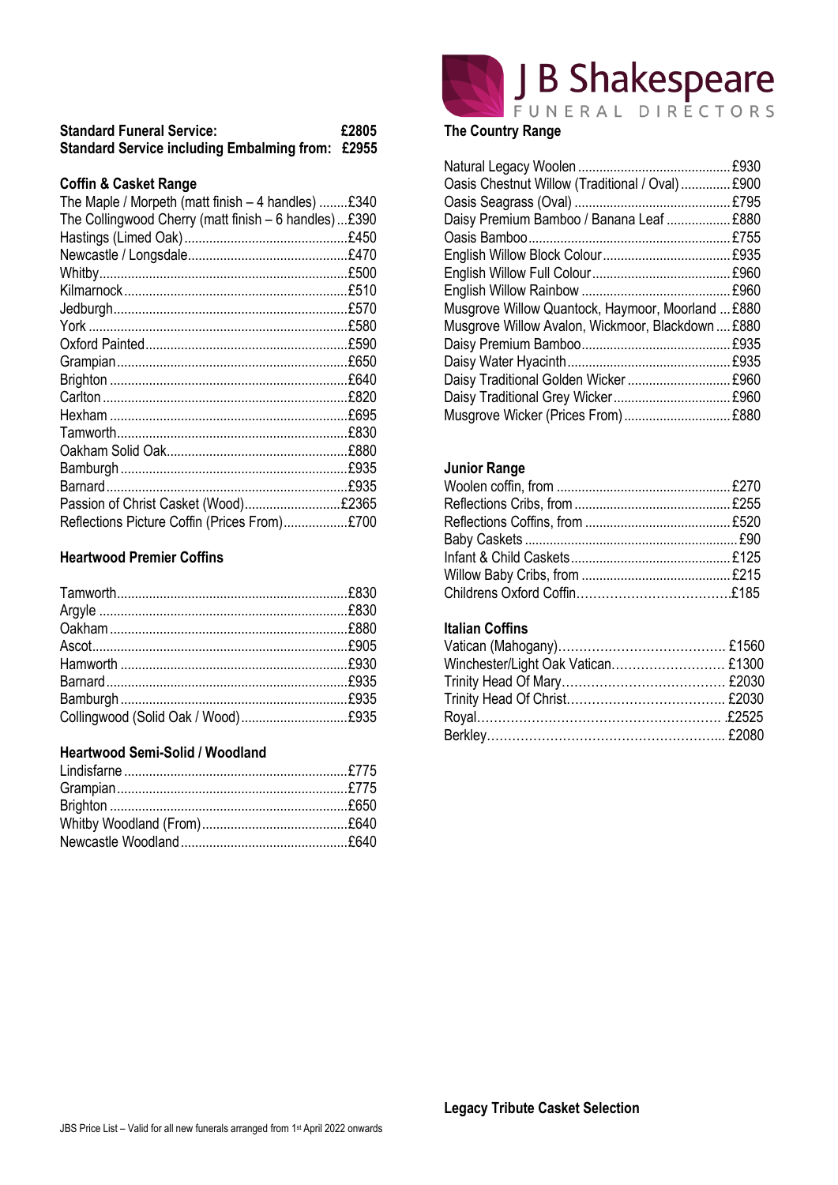**J B Shakespeare**
FUNERAL DIRECTORS

**Standard Funeral Service:** **£2805**
**Standard Service including Embalming from:** **£2955**

### Coffin & Casket Range

| Item | Price |
|---|---|
| The Maple / Morpeth (matt finish – 4 handles) | £340 |
| The Collingwood Cherry (matt finish – 6 handles) | £390 |
| Hastings (Limed Oak) | £450 |
| Newcastle / Longsdale | £470 |
| Whitby | £500 |
| Kilmarnock | £510 |
| Jedburgh | £570 |
| York | £580 |
| Oxford Painted | £590 |
| Grampian | £650 |
| Brighton | £640 |
| Carlton | £820 |
| Hexham | £695 |
| Tamworth | £830 |
| Oakham Solid Oak | £880 |
| Bamburgh | £935 |
| Barnard | £935 |
| Passion of Christ Casket (Wood) | £2365 |
| Reflections Picture Coffin (Prices From) | £700 |

### Heartwood Premier Coffins

| Item | Price |
|---|---|
| Tamworth | £830 |
| Argyle | £830 |
| Oakham | £880 |
| Ascot | £905 |
| Hamworth | £930 |
| Barnard | £935 |
| Bamburgh | £935 |
| Collingwood (Solid Oak / Wood) | £935 |

### Heartwood Semi-Solid / Woodland

| Item | Price |
|---|---|
| Lindisfarne | £775 |
| Grampian | £775 |
| Brighton | £650 |
| Whitby Woodland (From) | £640 |
| Newcastle Woodland | £640 |

### The Country Range

| Item | Price |
|---|---|
| Natural Legacy Woolen | £930 |
| Oasis Chestnut Willow (Traditional / Oval) | £900 |
| Oasis Seagrass (Oval) | £795 |
| Daisy Premium Bamboo / Banana Leaf | £880 |
| Oasis Bamboo | £755 |
| English Willow Block Colour | £935 |
| English Willow Full Colour | £960 |
| English Willow Rainbow | £960 |
| Musgrove Willow Quantock, Haymoor, Moorland | £880 |
| Musgrove Willow Avalon, Wickmoor, Blackdown | £880 |
| Daisy Premium Bamboo | £935 |
| Daisy Water Hyacinth | £935 |
| Daisy Traditional Golden Wicker | £960 |
| Daisy Traditional Grey Wicker | £960 |
| Musgrove Wicker (Prices From) | £880 |

### Junior Range

| Item | Price |
|---|---|
| Woolen coffin, from | £270 |
| Reflections Cribs, from | £255 |
| Reflections Coffins, from | £520 |
| Baby Caskets | £90 |
| Infant & Child Caskets | £125 |
| Willow Baby Cribs, from | £215 |
| Childrens Oxford Coffin | £185 |

### Italian Coffins

| Item | Price |
|---|---|
| Vatican (Mahogany) | £1560 |
| Winchester/Light Oak Vatican | £1300 |
| Trinity Head Of Mary | £2030 |
| Trinity Head Of Christ | £2030 |
| Royal | £2525 |
| Berkley | £2080 |

**Legacy Tribute Casket Selection**

JBS Price List – Valid for all new funerals arranged from 1st April 2022 onwards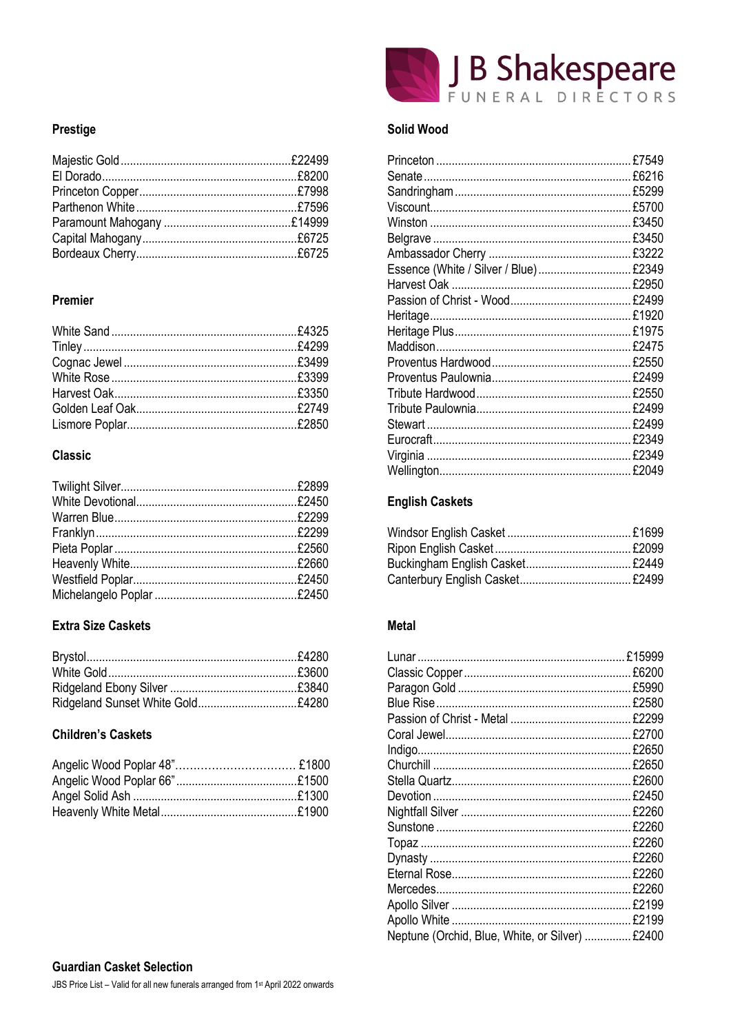J B Shakespeare
FUNERAL DIRECTORS

## Prestige

- Majestic Gold ........ £22499
- El Dorado ........ £8200
- Princeton Copper ........ £7998
- Parthenon White ........ £7596
- Paramount Mahogany ........ £14999
- Capital Mahogany ........ £6725
- Bordeaux Cherry ........ £6725

## Premier

- White Sand ........ £4325
- Tinley ........ £4299
- Cognac Jewel ........ £3499
- White Rose ........ £3399
- Harvest Oak ........ £3350
- Golden Leaf Oak ........ £2749
- Lismore Poplar ........ £2850

## Classic

- Twilight Silver ........ £2899
- White Devotional ........ £2450
- Warren Blue ........ £2299
- Franklyn ........ £2299
- Pieta Poplar ........ £2560
- Heavenly White ........ £2660
- Westfield Poplar ........ £2450
- Michelangelo Poplar ........ £2450

## Extra Size Caskets

- Brystol ........ £4280
- White Gold ........ £3600
- Ridgeland Ebony Silver ........ £3840
- Ridgeland Sunset White Gold ........ £4280

## Children's Caskets

- Angelic Wood Poplar 48" ........ £1800
- Angelic Wood Poplar 66" ........ £1500
- Angel Solid Ash ........ £1300
- Heavenly White Metal ........ £1900

## Solid Wood

- Princeton ........ £7549
- Senate ........ £6216
- Sandringham ........ £5299
- Viscount ........ £5700
- Winston ........ £3450
- Belgrave ........ £3450
- Ambassador Cherry ........ £3222
- Essence (White / Silver / Blue) ........ £2349
- Harvest Oak ........ £2950
- Passion of Christ - Wood ........ £2499
- Heritage ........ £1920
- Heritage Plus ........ £1975
- Maddison ........ £2475
- Proventus Hardwood ........ £2550
- Proventus Paulownia ........ £2499
- Tribute Hardwood ........ £2550
- Tribute Paulownia ........ £2499
- Stewart ........ £2499
- Eurocraft ........ £2349
- Virginia ........ £2349
- Wellington ........ £2049

## English Caskets

- Windsor English Casket ........ £1699
- Ripon English Casket ........ £2099
- Buckingham English Casket ........ £2449
- Canterbury English Casket ........ £2499

## Metal

- Lunar ........ £15999
- Classic Copper ........ £6200
- Paragon Gold ........ £5990
- Blue Rise ........ £2580
- Passion of Christ - Metal ........ £2299
- Coral Jewel ........ £2700
- Indigo ........ £2650
- Churchill ........ £2650
- Stella Quartz ........ £2600
- Devotion ........ £2450
- Nightfall Silver ........ £2260
- Sunstone ........ £2260
- Topaz ........ £2260
- Dynasty ........ £2260
- Eternal Rose ........ £2260
- Mercedes ........ £2260
- Apollo Silver ........ £2199
- Apollo White ........ £2199
- Neptune (Orchid, Blue, White, or Silver) ........ £2400

**Guardian Casket Selection**

JBS Price List – Valid for all new funerals arranged from 1st April 2022 onwards